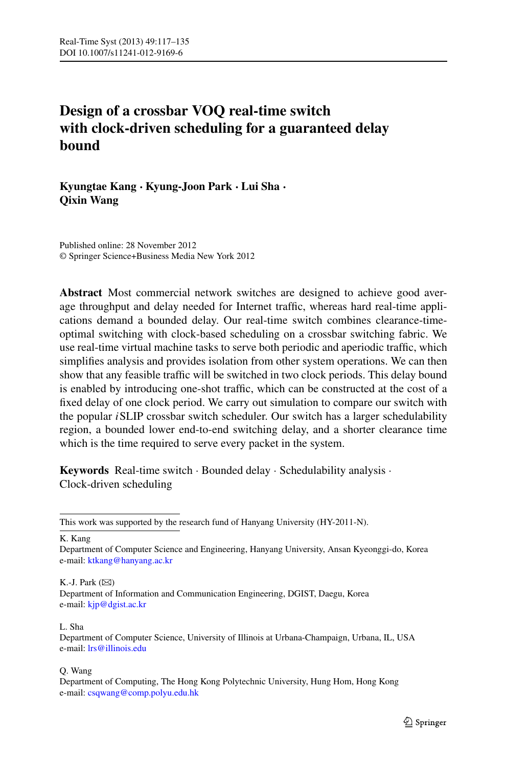# Design of a crossbar VOQ real-time switch with clock-driven scheduling for a guaranteed delay bound

**Kyungtae Kang · Kyung-Joon Park · Lui Sha · Qixin Wang**

Published online: 28 November 2012
© Springer Science+Business Media New York 2012

**Abstract** Most commercial network switches are designed to achieve good average throughput and delay needed for Internet traffic, whereas hard real-time applications demand a bounded delay. Our real-time switch combines clearance-time-optimal switching with clock-based scheduling on a crossbar switching fabric. We use real-time virtual machine tasks to serve both periodic and aperiodic traffic, which simplifies analysis and provides isolation from other system operations. We can then show that any feasible traffic will be switched in two clock periods. This delay bound is enabled by introducing one-shot traffic, which can be constructed at the cost of a fixed delay of one clock period. We carry out simulation to compare our switch with the popular *i*SLIP crossbar switch scheduler. Our switch has a larger schedulability region, a bounded lower end-to-end switching delay, and a shorter clearance time which is the time required to serve every packet in the system.

**Keywords** Real-time switch · Bounded delay · Schedulability analysis · Clock-driven scheduling

---

This work was supported by the research fund of Hanyang University (HY-2011-N).

K. Kang
Department of Computer Science and Engineering, Hanyang University, Ansan Kyeonggi-do, Korea
e-mail: ktkang@hanyang.ac.kr

K.-J. Park (✉)
Department of Information and Communication Engineering, DGIST, Daegu, Korea
e-mail: kjp@dgist.ac.kr

L. Sha
Department of Computer Science, University of Illinois at Urbana-Champaign, Urbana, IL, USA
e-mail: lrs@illinois.edu

Q. Wang
Department of Computing, The Hong Kong Polytechnic University, Hung Hom, Hong Kong
e-mail: csqwang@comp.polyu.edu.hk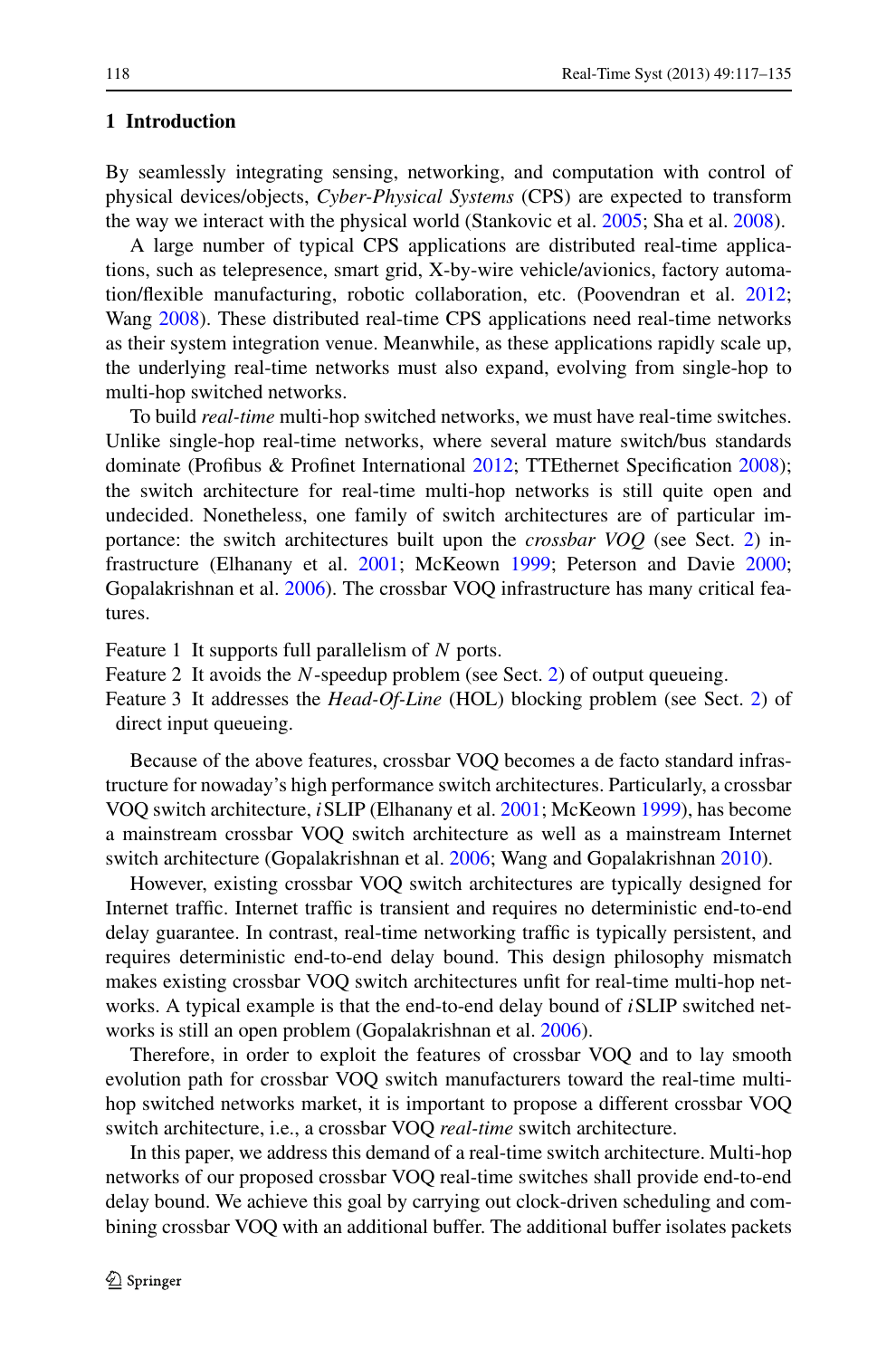## 1 Introduction

By seamlessly integrating sensing, networking, and computation with control of physical devices/objects, *Cyber-Physical Systems* (CPS) are expected to transform the way we interact with the physical world (Stankovic et al. 2005; Sha et al. 2008).

A large number of typical CPS applications are distributed real-time applications, such as telepresence, smart grid, X-by-wire vehicle/avionics, factory automation/flexible manufacturing, robotic collaboration, etc. (Poovendran et al. 2012; Wang 2008). These distributed real-time CPS applications need real-time networks as their system integration venue. Meanwhile, as these applications rapidly scale up, the underlying real-time networks must also expand, evolving from single-hop to multi-hop switched networks.

To build *real-time* multi-hop switched networks, we must have real-time switches. Unlike single-hop real-time networks, where several mature switch/bus standards dominate (Profibus & Profinet International 2012; TTEthernet Specification 2008); the switch architecture for real-time multi-hop networks is still quite open and undecided. Nonetheless, one family of switch architectures are of particular importance: the switch architectures built upon the *crossbar VOQ* (see Sect. 2) infrastructure (Elhanany et al. 2001; McKeown 1999; Peterson and Davie 2000; Gopalakrishnan et al. 2006). The crossbar VOQ infrastructure has many critical features.

Feature 1 It supports full parallelism of $N$ ports.
Feature 2 It avoids the $N$-speedup problem (see Sect. 2) of output queueing.
Feature 3 It addresses the *Head-Of-Line* (HOL) blocking problem (see Sect. 2) of direct input queueing.

Because of the above features, crossbar VOQ becomes a de facto standard infrastructure for nowaday's high performance switch architectures. Particularly, a crossbar VOQ switch architecture, *i*SLIP (Elhanany et al. 2001; McKeown 1999), has become a mainstream crossbar VOQ switch architecture as well as a mainstream Internet switch architecture (Gopalakrishnan et al. 2006; Wang and Gopalakrishnan 2010).

However, existing crossbar VOQ switch architectures are typically designed for Internet traffic. Internet traffic is transient and requires no deterministic end-to-end delay guarantee. In contrast, real-time networking traffic is typically persistent, and requires deterministic end-to-end delay bound. This design philosophy mismatch makes existing crossbar VOQ switch architectures unfit for real-time multi-hop networks. A typical example is that the end-to-end delay bound of *i*SLIP switched networks is still an open problem (Gopalakrishnan et al. 2006).

Therefore, in order to exploit the features of crossbar VOQ and to lay smooth evolution path for crossbar VOQ switch manufacturers toward the real-time multi-hop switched networks market, it is important to propose a different crossbar VOQ switch architecture, i.e., a crossbar VOQ *real-time* switch architecture.

In this paper, we address this demand of a real-time switch architecture. Multi-hop networks of our proposed crossbar VOQ real-time switches shall provide end-to-end delay bound. We achieve this goal by carrying out clock-driven scheduling and combining crossbar VOQ with an additional buffer. The additional buffer isolates packets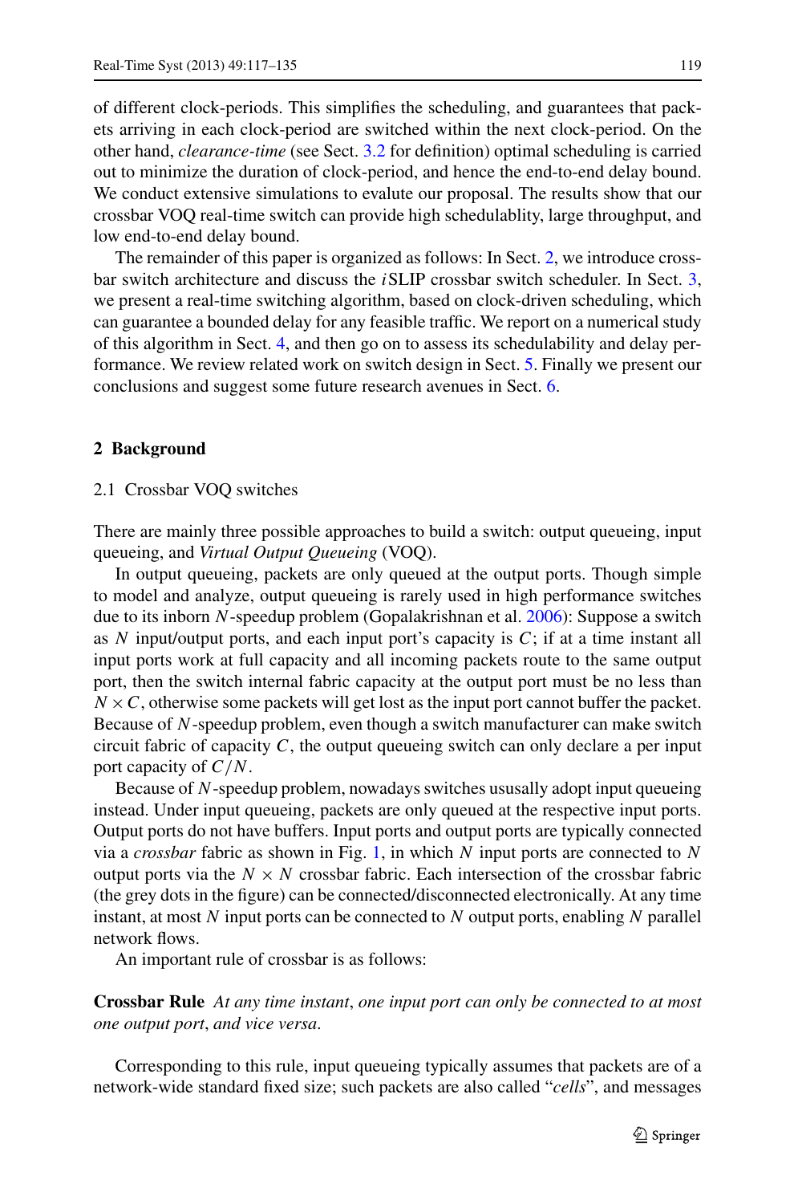of different clock-periods. This simplifies the scheduling, and guarantees that packets arriving in each clock-period are switched within the next clock-period. On the other hand, *clearance-time* (see Sect. 3.2 for definition) optimal scheduling is carried out to minimize the duration of clock-period, and hence the end-to-end delay bound. We conduct extensive simulations to evalute our proposal. The results show that our crossbar VOQ real-time switch can provide high schedulablity, large throughput, and low end-to-end delay bound.

The remainder of this paper is organized as follows: In Sect. 2, we introduce crossbar switch architecture and discuss the *i*SLIP crossbar switch scheduler. In Sect. 3, we present a real-time switching algorithm, based on clock-driven scheduling, which can guarantee a bounded delay for any feasible traffic. We report on a numerical study of this algorithm in Sect. 4, and then go on to assess its schedulability and delay performance. We review related work on switch design in Sect. 5. Finally we present our conclusions and suggest some future research avenues in Sect. 6.

## 2 Background

### 2.1 Crossbar VOQ switches

There are mainly three possible approaches to build a switch: output queueing, input queueing, and *Virtual Output Queueing* (VOQ).

In output queueing, packets are only queued at the output ports. Though simple to model and analyze, output queueing is rarely used in high performance switches due to its inborn $N$-speedup problem (Gopalakrishnan et al. 2006): Suppose a switch as $N$ input/output ports, and each input port's capacity is $C$; if at a time instant all input ports work at full capacity and all incoming packets route to the same output port, then the switch internal fabric capacity at the output port must be no less than $N \times C$, otherwise some packets will get lost as the input port cannot buffer the packet. Because of $N$-speedup problem, even though a switch manufacturer can make switch circuit fabric of capacity $C$, the output queueing switch can only declare a per input port capacity of $C/N$.

Because of $N$-speedup problem, nowadays switches ususally adopt input queueing instead. Under input queueing, packets are only queued at the respective input ports. Output ports do not have buffers. Input ports and output ports are typically connected via a *crossbar* fabric as shown in Fig. 1, in which $N$ input ports are connected to $N$ output ports via the $N \times N$ crossbar fabric. Each intersection of the crossbar fabric (the grey dots in the figure) can be connected/disconnected electronically. At any time instant, at most $N$ input ports can be connected to $N$ output ports, enabling $N$ parallel network flows.

An important rule of crossbar is as follows:

**Crossbar Rule** *At any time instant, one input port can only be connected to at most one output port, and vice versa.*

Corresponding to this rule, input queueing typically assumes that packets are of a network-wide standard fixed size; such packets are also called "*cells*", and messages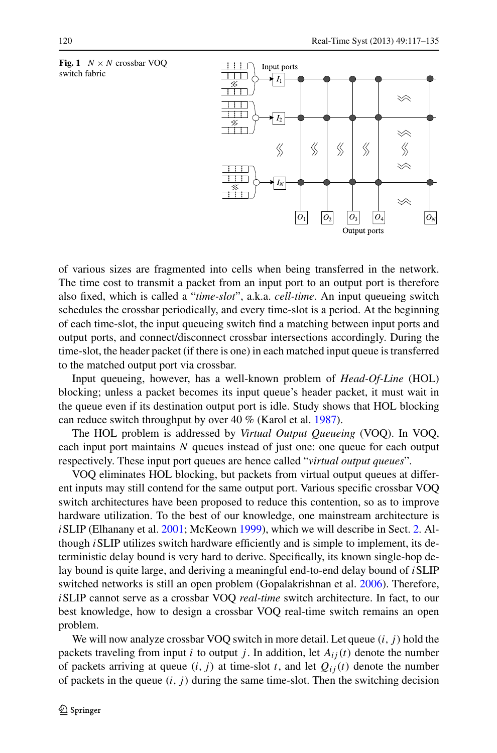**Fig. 1** $N \times N$ crossbar VOQ switch fabric

of various sizes are fragmented into cells when being transferred in the network. The time cost to transmit a packet from an input port to an output port is therefore also fixed, which is called a "*time-slot*", a.k.a. *cell-time*. An input queueing switch schedules the crossbar periodically, and every time-slot is a period. At the beginning of each time-slot, the input queueing switch find a matching between input ports and output ports, and connect/disconnect crossbar intersections accordingly. During the time-slot, the header packet (if there is one) in each matched input queue is transferred to the matched output port via crossbar.

Input queueing, however, has a well-known problem of *Head-Of-Line* (HOL) blocking; unless a packet becomes its input queue's header packet, it must wait in the queue even if its destination output port is idle. Study shows that HOL blocking can reduce switch throughput by over 40 % (Karol et al. 1987).

The HOL problem is addressed by *Virtual Output Queueing* (VOQ). In VOQ, each input port maintains $N$ queues instead of just one: one queue for each output respectively. These input port queues are hence called "*virtual output queues*".

VOQ eliminates HOL blocking, but packets from virtual output queues at different inputs may still contend for the same output port. Various specific crossbar VOQ switch architectures have been proposed to reduce this contention, so as to improve hardware utilization. To the best of our knowledge, one mainstream architecture is *i*SLIP (Elhanany et al. 2001; McKeown 1999), which we will describe in Sect. 2. Although *i*SLIP utilizes switch hardware efficiently and is simple to implement, its deterministic delay bound is very hard to derive. Specifically, its known single-hop delay bound is quite large, and deriving a meaningful end-to-end delay bound of *i*SLIP switched networks is still an open problem (Gopalakrishnan et al. 2006). Therefore, *i*SLIP cannot serve as a crossbar VOQ *real-time* switch architecture. In fact, to our best knowledge, how to design a crossbar VOQ real-time switch remains an open problem.

We will now analyze crossbar VOQ switch in more detail. Let queue $(i, j)$ hold the packets traveling from input $i$ to output $j$. In addition, let $A_{ij}(t)$ denote the number of packets arriving at queue $(i, j)$ at time-slot $t$, and let $Q_{ij}(t)$ denote the number of packets in the queue $(i, j)$ during the same time-slot. Then the switching decision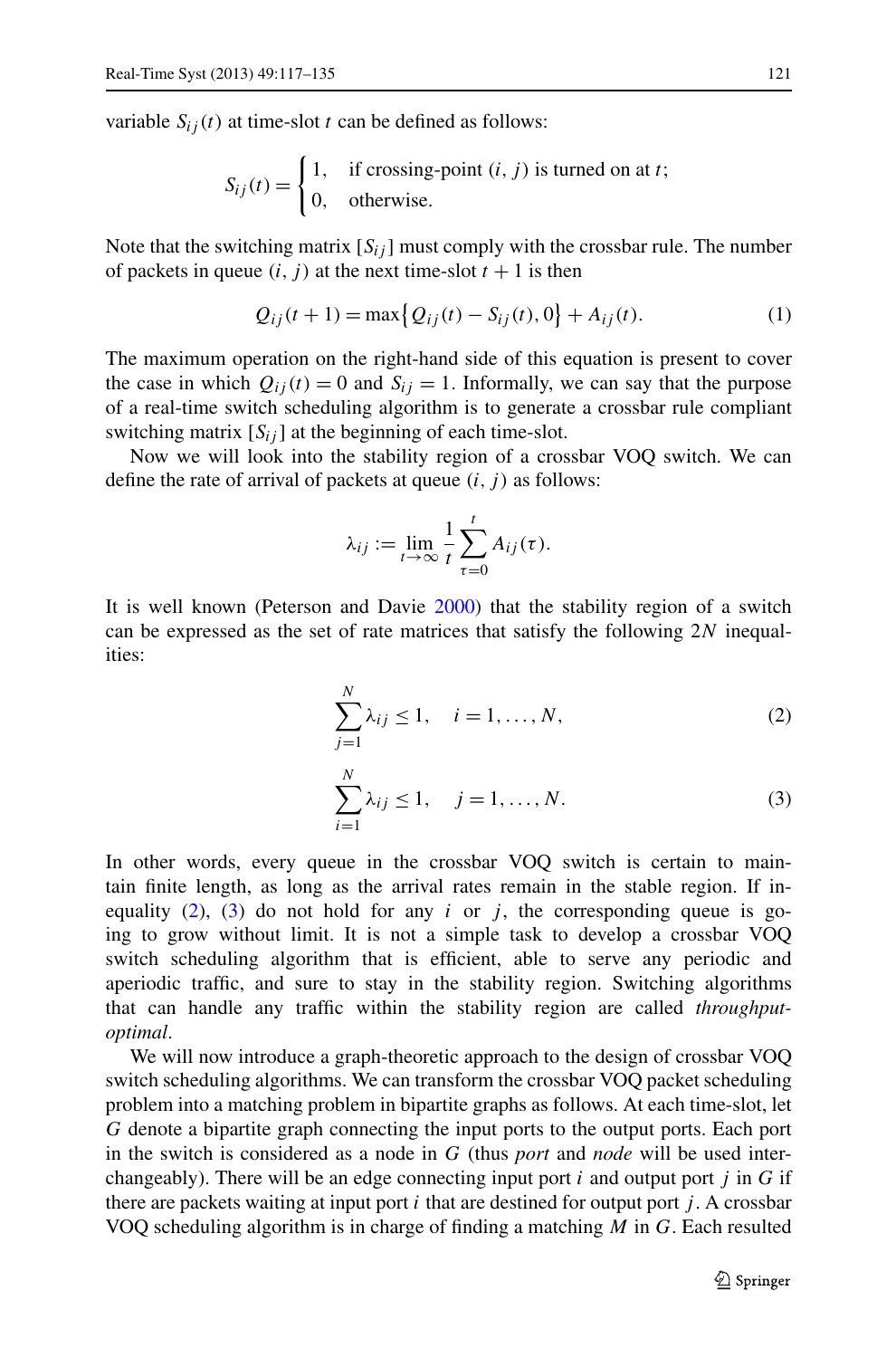variable $S_{ij}(t)$ at time-slot $t$ can be defined as follows:

$$S_{ij}(t) = \begin{cases} 1, & \text{if crossing-point } (i, j) \text{ is turned on at } t; \\ 0, & \text{otherwise.} \end{cases}$$

Note that the switching matrix $[S_{ij}]$ must comply with the crossbar rule. The number of packets in queue $(i, j)$ at the next time-slot $t+1$ is then

$$Q_{ij}(t+1) = \max\{Q_{ij}(t) - S_{ij}(t), 0\} + A_{ij}(t). \tag{1}$$

The maximum operation on the right-hand side of this equation is present to cover the case in which $Q_{ij}(t) = 0$ and $S_{ij} = 1$. Informally, we can say that the purpose of a real-time switch scheduling algorithm is to generate a crossbar rule compliant switching matrix $[S_{ij}]$ at the beginning of each time-slot.

Now we will look into the stability region of a crossbar VOQ switch. We can define the rate of arrival of packets at queue $(i, j)$ as follows:

$$\lambda_{ij} := \lim_{t \to \infty} \frac{1}{t} \sum_{\tau=0}^{t} A_{ij}(\tau).$$

It is well known (Peterson and Davie 2000) that the stability region of a switch can be expressed as the set of rate matrices that satisfy the following $2N$ inequalities:

$$\sum_{j=1}^{N} \lambda_{ij} \leq 1, \quad i = 1, \ldots, N, \tag{2}$$

$$\sum_{i=1}^{N} \lambda_{ij} \leq 1, \quad j = 1, \ldots, N. \tag{3}$$

In other words, every queue in the crossbar VOQ switch is certain to maintain finite length, as long as the arrival rates remain in the stable region. If inequality (2), (3) do not hold for any $i$ or $j$, the corresponding queue is going to grow without limit. It is not a simple task to develop a crossbar VOQ switch scheduling algorithm that is efficient, able to serve any periodic and aperiodic traffic, and sure to stay in the stability region. Switching algorithms that can handle any traffic within the stability region are called *throughput-optimal*.

We will now introduce a graph-theoretic approach to the design of crossbar VOQ switch scheduling algorithms. We can transform the crossbar VOQ packet scheduling problem into a matching problem in bipartite graphs as follows. At each time-slot, let $G$ denote a bipartite graph connecting the input ports to the output ports. Each port in the switch is considered as a node in $G$ (thus *port* and *node* will be used interchangeably). There will be an edge connecting input port $i$ and output port $j$ in $G$ if there are packets waiting at input port $i$ that are destined for output port $j$. A crossbar VOQ scheduling algorithm is in charge of finding a matching $M$ in $G$. Each resulted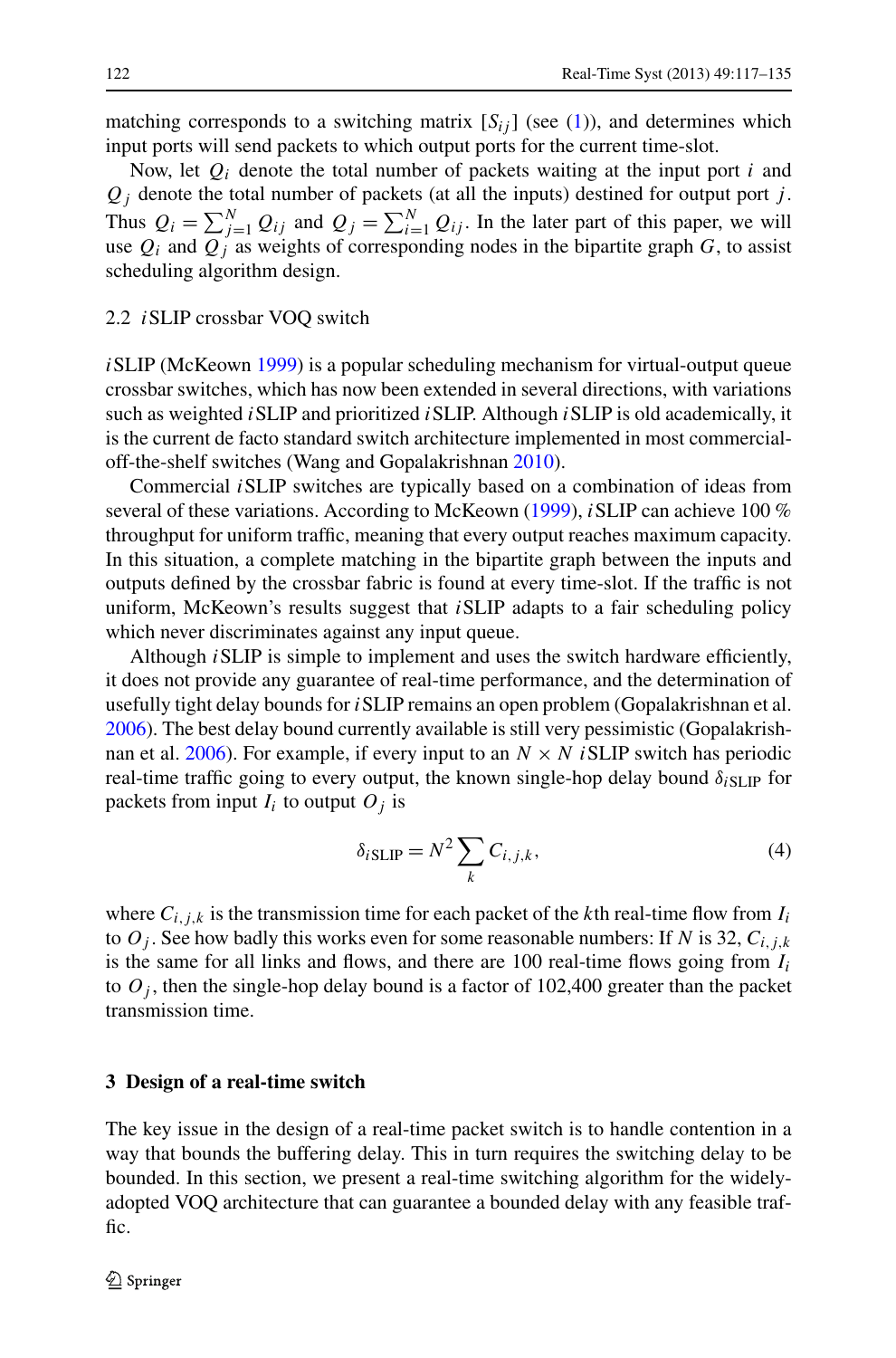matching corresponds to a switching matrix $[S_{ij}]$ (see (1)), and determines which input ports will send packets to which output ports for the current time-slot.

Now, let $Q_i$ denote the total number of packets waiting at the input port $i$ and $Q_j$ denote the total number of packets (at all the inputs) destined for output port $j$. Thus $Q_i = \sum_{j=1}^{N} Q_{ij}$ and $Q_j = \sum_{i=1}^{N} Q_{ij}$. In the later part of this paper, we will use $Q_i$ and $Q_j$ as weights of corresponding nodes in the bipartite graph $G$, to assist scheduling algorithm design.

### 2.2 *i*SLIP crossbar VOQ switch

*i*SLIP (McKeown 1999) is a popular scheduling mechanism for virtual-output queue crossbar switches, which has now been extended in several directions, with variations such as weighted *i*SLIP and prioritized *i*SLIP. Although *i*SLIP is old academically, it is the current de facto standard switch architecture implemented in most commercial-off-the-shelf switches (Wang and Gopalakrishnan 2010).

Commercial *i*SLIP switches are typically based on a combination of ideas from several of these variations. According to McKeown (1999), *i*SLIP can achieve 100 % throughput for uniform traffic, meaning that every output reaches maximum capacity. In this situation, a complete matching in the bipartite graph between the inputs and outputs defined by the crossbar fabric is found at every time-slot. If the traffic is not uniform, McKeown's results suggest that *i*SLIP adapts to a fair scheduling policy which never discriminates against any input queue.

Although *i*SLIP is simple to implement and uses the switch hardware efficiently, it does not provide any guarantee of real-time performance, and the determination of usefully tight delay bounds for *i*SLIP remains an open problem (Gopalakrishnan et al. 2006). The best delay bound currently available is still very pessimistic (Gopalakrishnan et al. 2006). For example, if every input to an $N \times N$ *i*SLIP switch has periodic real-time traffic going to every output, the known single-hop delay bound $\delta_{i\mathrm{SLIP}}$ for packets from input $I_i$ to output $O_j$ is

$$\delta_{i\mathrm{SLIP}} = N^2 \sum_{k} C_{i,j,k}, \tag{4}$$

where $C_{i,j,k}$ is the transmission time for each packet of the $k$th real-time flow from $I_i$ to $O_j$. See how badly this works even for some reasonable numbers: If $N$ is 32, $C_{i,j,k}$ is the same for all links and flows, and there are 100 real-time flows going from $I_i$ to $O_j$, then the single-hop delay bound is a factor of 102,400 greater than the packet transmission time.

## 3 Design of a real-time switch

The key issue in the design of a real-time packet switch is to handle contention in a way that bounds the buffering delay. This in turn requires the switching delay to be bounded. In this section, we present a real-time switching algorithm for the widely-adopted VOQ architecture that can guarantee a bounded delay with any feasible traffic.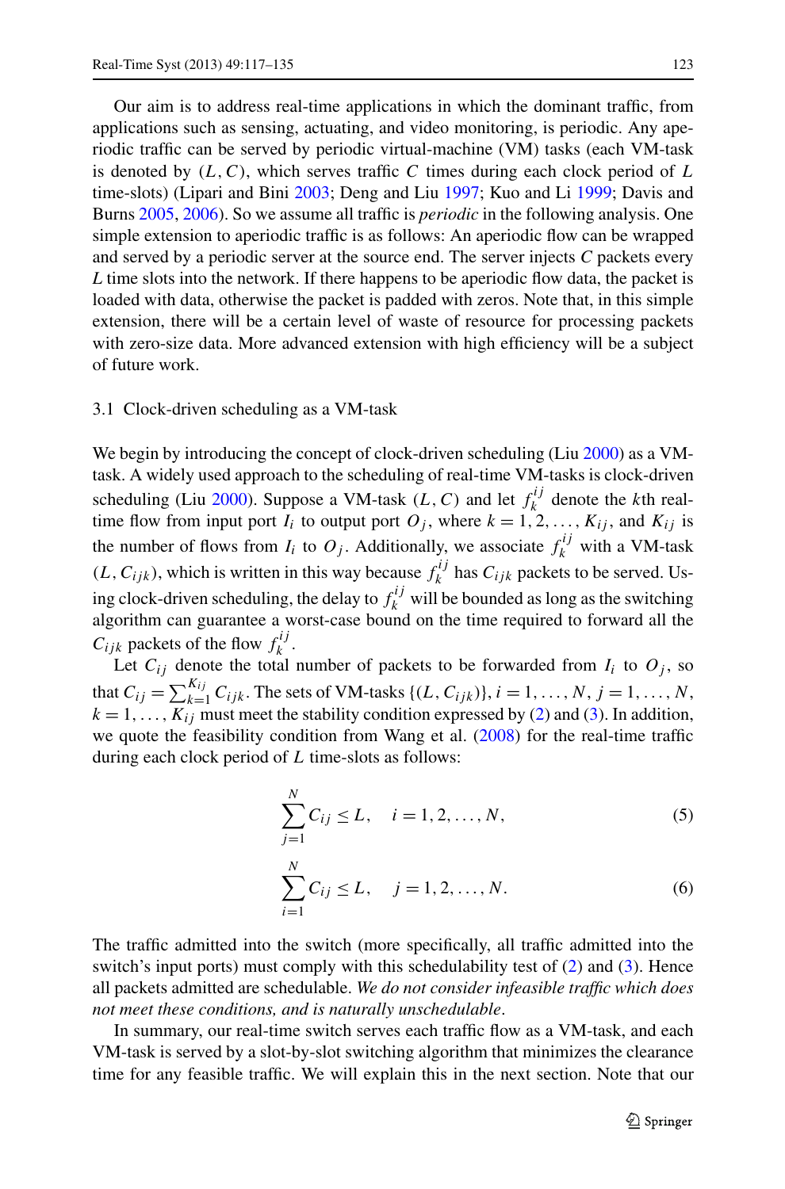Our aim is to address real-time applications in which the dominant traffic, from applications such as sensing, actuating, and video monitoring, is periodic. Any aperiodic traffic can be served by periodic virtual-machine (VM) tasks (each VM-task is denoted by $(L, C)$, which serves traffic $C$ times during each clock period of $L$ time-slots) (Lipari and Bini 2003; Deng and Liu 1997; Kuo and Li 1999; Davis and Burns 2005, 2006). So we assume all traffic is *periodic* in the following analysis. One simple extension to aperiodic traffic is as follows: An aperiodic flow can be wrapped and served by a periodic server at the source end. The server injects $C$ packets every $L$ time slots into the network. If there happens to be aperiodic flow data, the packet is loaded with data, otherwise the packet is padded with zeros. Note that, in this simple extension, there will be a certain level of waste of resource for processing packets with zero-size data. More advanced extension with high efficiency will be a subject of future work.

### 3.1 Clock-driven scheduling as a VM-task

We begin by introducing the concept of clock-driven scheduling (Liu 2000) as a VM-task. A widely used approach to the scheduling of real-time VM-tasks is clock-driven scheduling (Liu 2000). Suppose a VM-task $(L, C)$ and let $f_k^{ij}$ denote the $k$th real-time flow from input port $I_i$ to output port $O_j$, where $k = 1, 2, \ldots, K_{ij}$, and $K_{ij}$ is the number of flows from $I_i$ to $O_j$. Additionally, we associate $f_k^{ij}$ with a VM-task $(L, C_{ijk})$, which is written in this way because $f_k^{ij}$ has $C_{ijk}$ packets to be served. Using clock-driven scheduling, the delay to $f_k^{ij}$ will be bounded as long as the switching algorithm can guarantee a worst-case bound on the time required to forward all the $C_{ijk}$ packets of the flow $f_k^{ij}$.

Let $C_{ij}$ denote the total number of packets to be forwarded from $I_i$ to $O_j$, so that $C_{ij} = \sum_{k=1}^{K_{ij}} C_{ijk}$. The sets of VM-tasks $\{(L, C_{ijk})\}$, $i = 1, \ldots, N$, $j = 1, \ldots, N$, $k = 1, \ldots, K_{ij}$ must meet the stability condition expressed by (2) and (3). In addition, we quote the feasibility condition from Wang et al. (2008) for the real-time traffic during each clock period of $L$ time-slots as follows:

$$\sum_{j=1}^{N} C_{ij} \le L, \quad i = 1, 2, \ldots, N, \tag{5}$$

$$\sum_{i=1}^{N} C_{ij} \le L, \quad j = 1, 2, \ldots, N. \tag{6}$$

The traffic admitted into the switch (more specifically, all traffic admitted into the switch's input ports) must comply with this schedulability test of (2) and (3). Hence all packets admitted are schedulable. *We do not consider infeasible traffic which does not meet these conditions, and is naturally unschedulable*.

In summary, our real-time switch serves each traffic flow as a VM-task, and each VM-task is served by a slot-by-slot switching algorithm that minimizes the clearance time for any feasible traffic. We will explain this in the next section. Note that our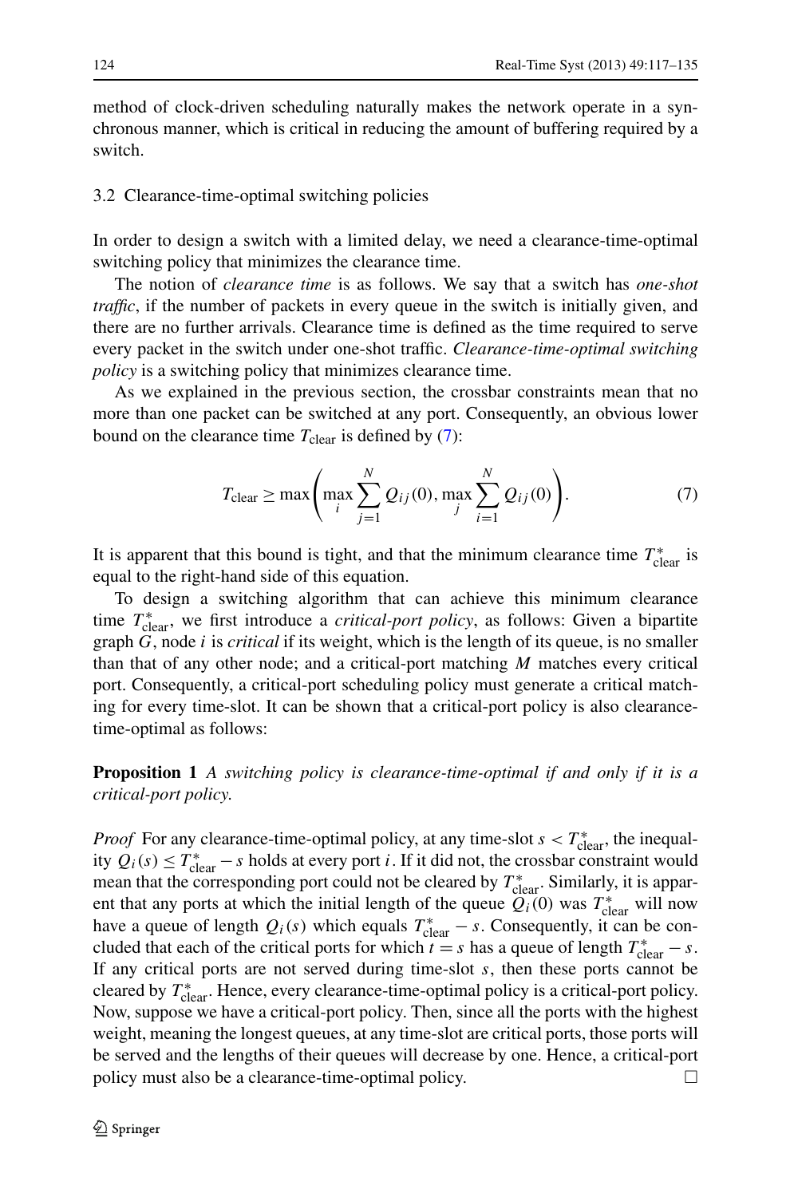method of clock-driven scheduling naturally makes the network operate in a synchronous manner, which is critical in reducing the amount of buffering required by a switch.

### 3.2 Clearance-time-optimal switching policies

In order to design a switch with a limited delay, we need a clearance-time-optimal switching policy that minimizes the clearance time.

The notion of *clearance time* is as follows. We say that a switch has *one-shot traffic*, if the number of packets in every queue in the switch is initially given, and there are no further arrivals. Clearance time is defined as the time required to serve every packet in the switch under one-shot traffic. *Clearance-time-optimal switching policy* is a switching policy that minimizes clearance time.

As we explained in the previous section, the crossbar constraints mean that no more than one packet can be switched at any port. Consequently, an obvious lower bound on the clearance time $T_{\text{clear}}$ is defined by (7):

$$T_{\text{clear}} \geq \max\left(\max_i \sum_{j=1}^{N} Q_{ij}(0), \max_j \sum_{i=1}^{N} Q_{ij}(0)\right). \tag{7}$$

It is apparent that this bound is tight, and that the minimum clearance time $T^*_{\text{clear}}$ is equal to the right-hand side of this equation.

To design a switching algorithm that can achieve this minimum clearance time $T^*_{\text{clear}}$, we first introduce a *critical-port policy*, as follows: Given a bipartite graph $G$, node $i$ is *critical* if its weight, which is the length of its queue, is no smaller than that of any other node; and a critical-port matching $M$ matches every critical port. Consequently, a critical-port scheduling policy must generate a critical matching for every time-slot. It can be shown that a critical-port policy is also clearance-time-optimal as follows:

**Proposition 1** *A switching policy is clearance-time-optimal if and only if it is a critical-port policy.*

*Proof* For any clearance-time-optimal policy, at any time-slot $s < T^*_{\text{clear}}$, the inequality $Q_i(s) \leq T^*_{\text{clear}} - s$ holds at every port $i$. If it did not, the crossbar constraint would mean that the corresponding port could not be cleared by $T^*_{\text{clear}}$. Similarly, it is apparent that any ports at which the initial length of the queue $Q_i(0)$ was $T^*_{\text{clear}}$ will now have a queue of length $Q_i(s)$ which equals $T^*_{\text{clear}} - s$. Consequently, it can be concluded that each of the critical ports for which $t = s$ has a queue of length $T^*_{\text{clear}} - s$. If any critical ports are not served during time-slot $s$, then these ports cannot be cleared by $T^*_{\text{clear}}$. Hence, every clearance-time-optimal policy is a critical-port policy. Now, suppose we have a critical-port policy. Then, since all the ports with the highest weight, meaning the longest queues, at any time-slot are critical ports, those ports will be served and the lengths of their queues will decrease by one. Hence, a critical-port policy must also be a clearance-time-optimal policy. □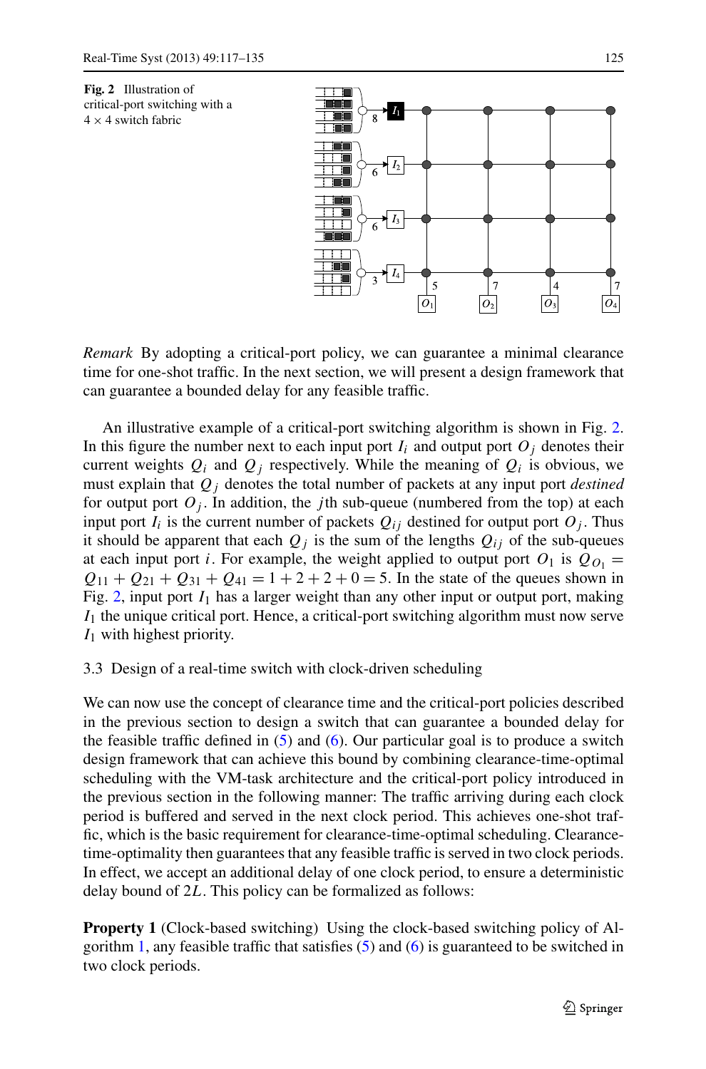**Fig. 2** Illustration of critical-port switching with a $4 \times 4$ switch fabric

*Remark* By adopting a critical-port policy, we can guarantee a minimal clearance time for one-shot traffic. In the next section, we will present a design framework that can guarantee a bounded delay for any feasible traffic.

An illustrative example of a critical-port switching algorithm is shown in Fig. 2. In this figure the number next to each input port $I_i$ and output port $O_j$ denotes their current weights $Q_i$ and $Q_j$ respectively. While the meaning of $Q_i$ is obvious, we must explain that $Q_j$ denotes the total number of packets at any input port *destined* for output port $O_j$. In addition, the $j$th sub-queue (numbered from the top) at each input port $I_i$ is the current number of packets $Q_{ij}$ destined for output port $O_j$. Thus it should be apparent that each $Q_j$ is the sum of the lengths $Q_{ij}$ of the sub-queues at each input port $i$. For example, the weight applied to output port $O_1$ is $Q_{O_1} = Q_{11} + Q_{21} + Q_{31} + Q_{41} = 1 + 2 + 2 + 0 = 5$. In the state of the queues shown in Fig. 2, input port $I_1$ has a larger weight than any other input or output port, making $I_1$ the unique critical port. Hence, a critical-port switching algorithm must now serve $I_1$ with highest priority.

### 3.3 Design of a real-time switch with clock-driven scheduling

We can now use the concept of clearance time and the critical-port policies described in the previous section to design a switch that can guarantee a bounded delay for the feasible traffic defined in (5) and (6). Our particular goal is to produce a switch design framework that can achieve this bound by combining clearance-time-optimal scheduling with the VM-task architecture and the critical-port policy introduced in the previous section in the following manner: The traffic arriving during each clock period is buffered and served in the next clock period. This achieves one-shot traffic, which is the basic requirement for clearance-time-optimal scheduling. Clearance-time-optimality then guarantees that any feasible traffic is served in two clock periods. In effect, we accept an additional delay of one clock period, to ensure a deterministic delay bound of $2L$. This policy can be formalized as follows:

**Property 1** (Clock-based switching) Using the clock-based switching policy of Algorithm 1, any feasible traffic that satisfies (5) and (6) is guaranteed to be switched in two clock periods.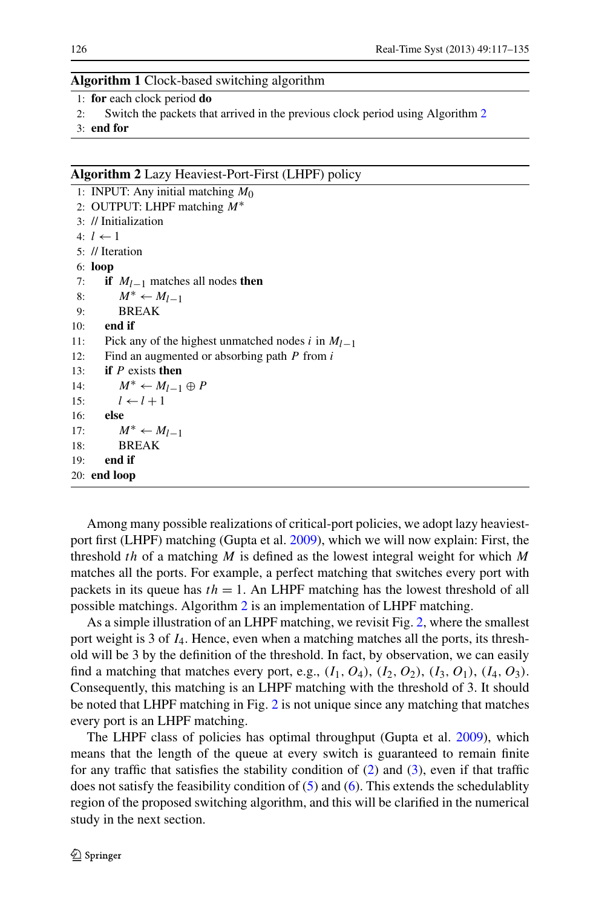**Algorithm 1** Clock-based switching algorithm

```
1: for each clock period do
2:    Switch the packets that arrived in the previous clock period using Algorithm 2
3: end for
```

**Algorithm 2** Lazy Heaviest-Port-First (LHPF) policy

```
1: INPUT: Any initial matching M_0
2: OUTPUT: LHPF matching M*
3: // Initialization
4: l ← 1
5: // Iteration
6: loop
7:    if M_{l−1} matches all nodes then
8:       M* ← M_{l−1}
9:       BREAK
10:   end if
11:   Pick any of the highest unmatched nodes i in M_{l−1}
12:   Find an augmented or absorbing path P from i
13:   if P exists then
14:      M* ← M_{l−1} ⊕ P
15:      l ← l + 1
16:   else
17:      M* ← M_{l−1}
18:      BREAK
19:   end if
20: end loop
```

Among many possible realizations of critical-port policies, we adopt lazy heaviest-port first (LHPF) matching (Gupta et al. 2009), which we will now explain: First, the threshold $th$ of a matching $M$ is defined as the lowest integral weight for which $M$ matches all the ports. For example, a perfect matching that switches every port with packets in its queue has $th = 1$. An LHPF matching has the lowest threshold of all possible matchings. Algorithm 2 is an implementation of LHPF matching.

As a simple illustration of an LHPF matching, we revisit Fig. 2, where the smallest port weight is 3 of $I_4$. Hence, even when a matching matches all the ports, its threshold will be 3 by the definition of the threshold. In fact, by observation, we can easily find a matching that matches every port, e.g., $(I_1, O_4)$, $(I_2, O_2)$, $(I_3, O_1)$, $(I_4, O_3)$. Consequently, this matching is an LHPF matching with the threshold of 3. It should be noted that LHPF matching in Fig. 2 is not unique since any matching that matches every port is an LHPF matching.

The LHPF class of policies has optimal throughput (Gupta et al. 2009), which means that the length of the queue at every switch is guaranteed to remain finite for any traffic that satisfies the stability condition of (2) and (3), even if that traffic does not satisfy the feasibility condition of (5) and (6). This extends the schedulablity region of the proposed switching algorithm, and this will be clarified in the numerical study in the next section.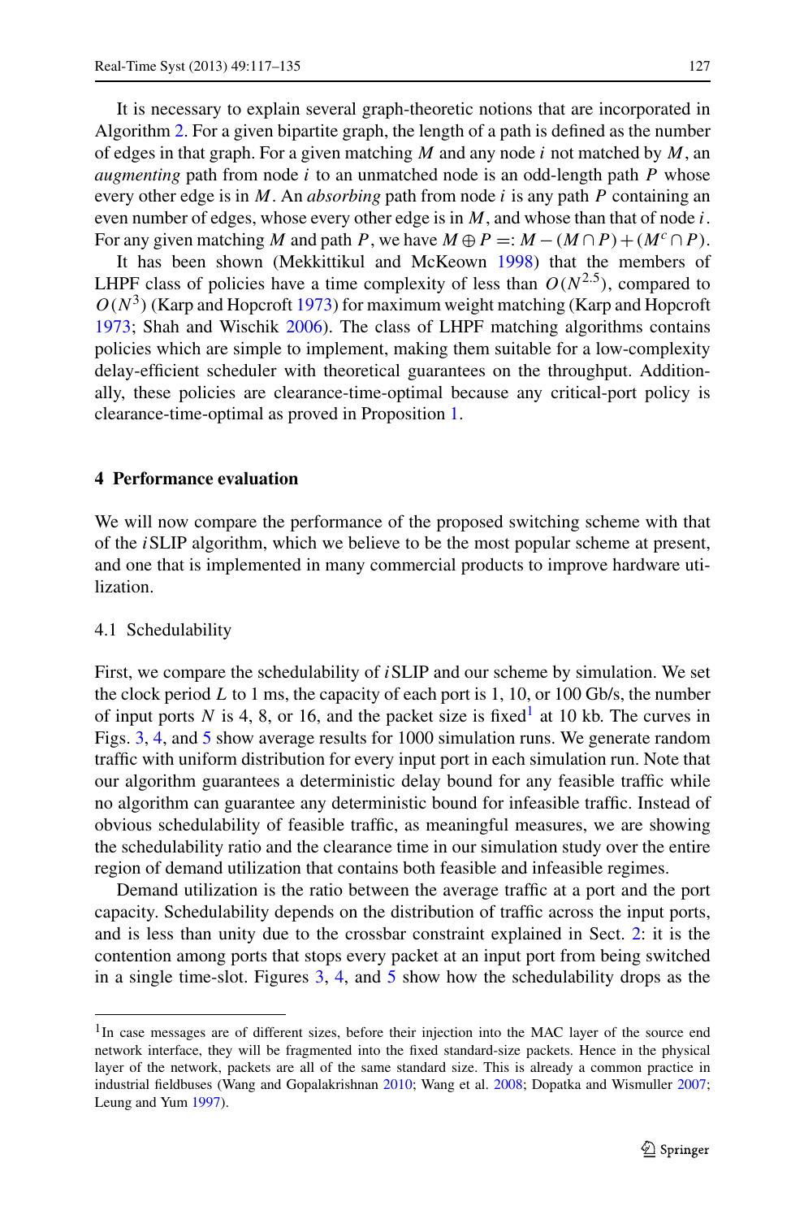It is necessary to explain several graph-theoretic notions that are incorporated in Algorithm 2. For a given bipartite graph, the length of a path is defined as the number of edges in that graph. For a given matching $M$ and any node $i$ not matched by $M$, an *augmenting* path from node $i$ to an unmatched node is an odd-length path $P$ whose every other edge is in $M$. An *absorbing* path from node $i$ is any path $P$ containing an even number of edges, whose every other edge is in $M$, and whose than that of node $i$. For any given matching $M$ and path $P$, we have $M \oplus P =: M - (M \cap P) + (M^c \cap P)$.

It has been shown (Mekkittikul and McKeown 1998) that the members of LHPF class of policies have a time complexity of less than $O(N^{2.5})$, compared to $O(N^3)$ (Karp and Hopcroft 1973) for maximum weight matching (Karp and Hopcroft 1973; Shah and Wischik 2006). The class of LHPF matching algorithms contains policies which are simple to implement, making them suitable for a low-complexity delay-efficient scheduler with theoretical guarantees on the throughput. Additionally, these policies are clearance-time-optimal because any critical-port policy is clearance-time-optimal as proved in Proposition 1.

## 4 Performance evaluation

We will now compare the performance of the proposed switching scheme with that of the *i*SLIP algorithm, which we believe to be the most popular scheme at present, and one that is implemented in many commercial products to improve hardware utilization.

### 4.1 Schedulability

First, we compare the schedulability of *i*SLIP and our scheme by simulation. We set the clock period $L$ to 1 ms, the capacity of each port is 1, 10, or 100 Gb/s, the number of input ports $N$ is 4, 8, or 16, and the packet size is fixed[1] at 10 kb. The curves in Figs. 3, 4, and 5 show average results for 1000 simulation runs. We generate random traffic with uniform distribution for every input port in each simulation run. Note that our algorithm guarantees a deterministic delay bound for any feasible traffic while no algorithm can guarantee any deterministic bound for infeasible traffic. Instead of obvious schedulability of feasible traffic, as meaningful measures, we are showing the schedulability ratio and the clearance time in our simulation study over the entire region of demand utilization that contains both feasible and infeasible regimes.

Demand utilization is the ratio between the average traffic at a port and the port capacity. Schedulability depends on the distribution of traffic across the input ports, and is less than unity due to the crossbar constraint explained in Sect. 2: it is the contention among ports that stops every packet at an input port from being switched in a single time-slot. Figures 3, 4, and 5 show how the schedulability drops as the

---

[1] In case messages are of different sizes, before their injection into the MAC layer of the source end network interface, they will be fragmented into the fixed standard-size packets. Hence in the physical layer of the network, packets are all of the same standard size. This is already a common practice in industrial fieldbuses (Wang and Gopalakrishnan 2010; Wang et al. 2008; Dopatka and Wismuller 2007; Leung and Yum 1997).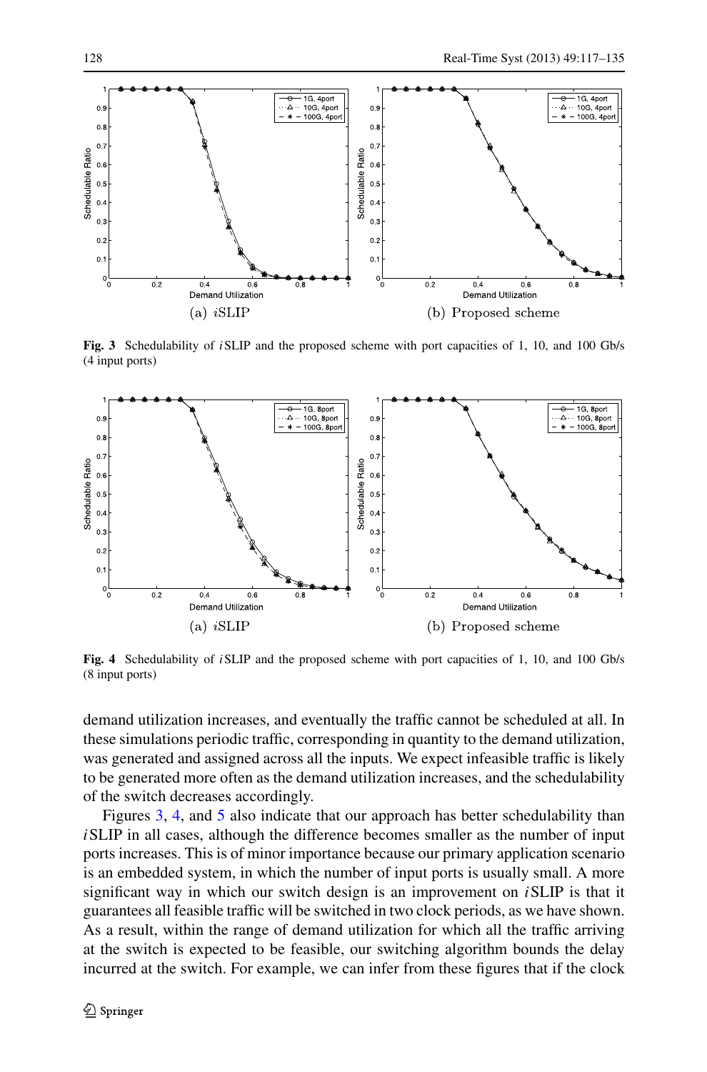(a) *i*SLIP

(b) Proposed scheme

**Fig. 3** Schedulability of *i*SLIP and the proposed scheme with port capacities of 1, 10, and 100 Gb/s (4 input ports)

(a) *i*SLIP

(b) Proposed scheme

**Fig. 4** Schedulability of *i*SLIP and the proposed scheme with port capacities of 1, 10, and 100 Gb/s (8 input ports)

demand utilization increases, and eventually the traffic cannot be scheduled at all. In these simulations periodic traffic, corresponding in quantity to the demand utilization, was generated and assigned across all the inputs. We expect infeasible traffic is likely to be generated more often as the demand utilization increases, and the schedulability of the switch decreases accordingly.

Figures 3, 4, and 5 also indicate that our approach has better schedulability than *i*SLIP in all cases, although the difference becomes smaller as the number of input ports increases. This is of minor importance because our primary application scenario is an embedded system, in which the number of input ports is usually small. A more significant way in which our switch design is an improvement on *i*SLIP is that it guarantees all feasible traffic will be switched in two clock periods, as we have shown. As a result, within the range of demand utilization for which all the traffic arriving at the switch is expected to be feasible, our switching algorithm bounds the delay incurred at the switch. For example, we can infer from these figures that if the clock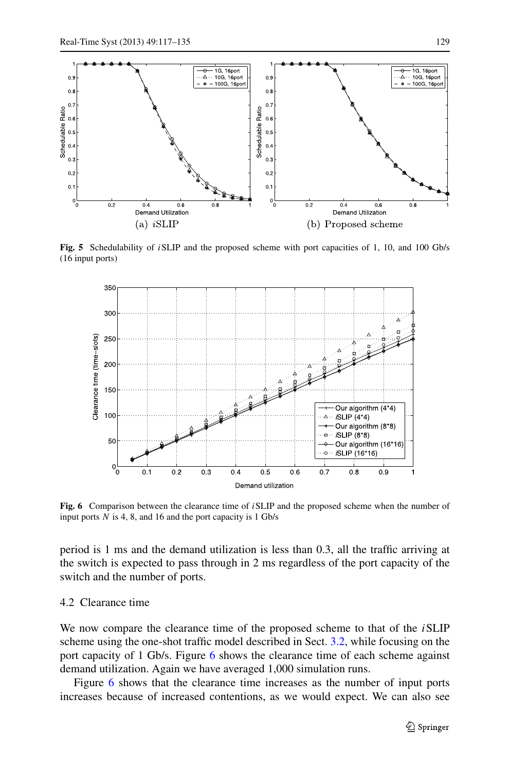**Fig. 5** Schedulability of *i*SLIP and the proposed scheme with port capacities of 1, 10, and 100 Gb/s (16 input ports)

**Fig. 6** Comparison between the clearance time of *i*SLIP and the proposed scheme when the number of input ports $N$ is 4, 8, and 16 and the port capacity is 1 Gb/s

period is 1 ms and the demand utilization is less than 0.3, all the traffic arriving at the switch is expected to pass through in 2 ms regardless of the port capacity of the switch and the number of ports.

### 4.2 Clearance time

We now compare the clearance time of the proposed scheme to that of the *i*SLIP scheme using the one-shot traffic model described in Sect. 3.2, while focusing on the port capacity of 1 Gb/s. Figure 6 shows the clearance time of each scheme against demand utilization. Again we have averaged 1,000 simulation runs.

Figure 6 shows that the clearance time increases as the number of input ports increases because of increased contentions, as we would expect. We can also see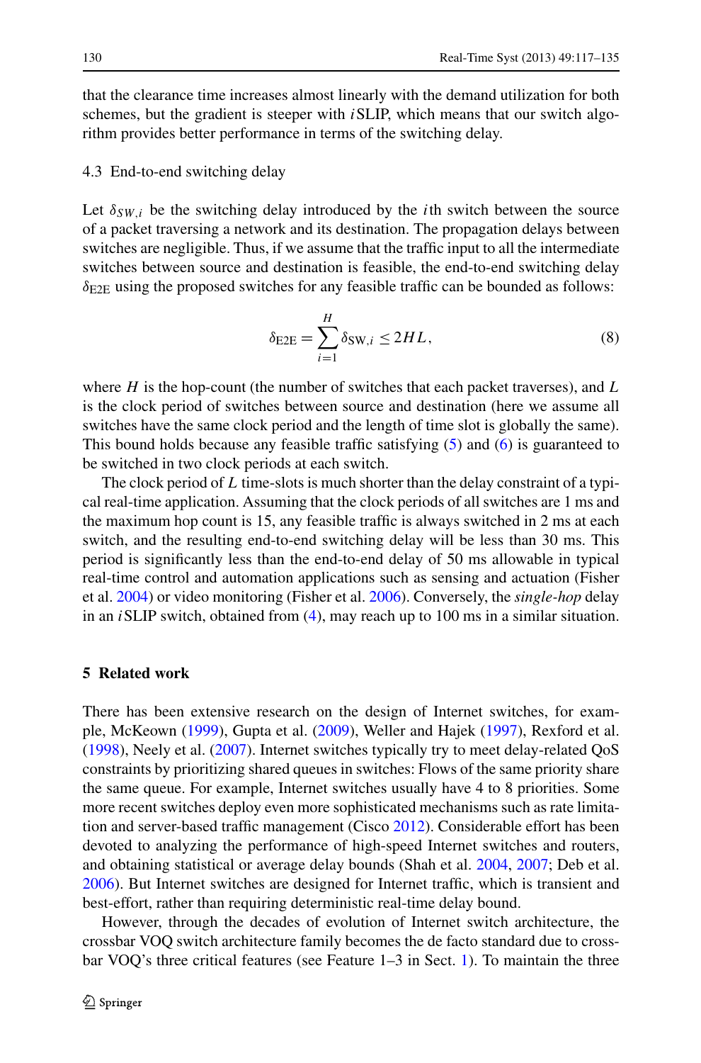that the clearance time increases almost linearly with the demand utilization for both schemes, but the gradient is steeper with *i*SLIP, which means that our switch algorithm provides better performance in terms of the switching delay.

### 4.3 End-to-end switching delay

Let $\delta_{SW,i}$ be the switching delay introduced by the $i$th switch between the source of a packet traversing a network and its destination. The propagation delays between switches are negligible. Thus, if we assume that the traffic input to all the intermediate switches between source and destination is feasible, the end-to-end switching delay $\delta_{\text{E2E}}$ using the proposed switches for any feasible traffic can be bounded as follows:

$$\delta_{\text{E2E}} = \sum_{i=1}^{H} \delta_{\text{SW},i} \leq 2HL, \tag{8}$$

where $H$ is the hop-count (the number of switches that each packet traverses), and $L$ is the clock period of switches between source and destination (here we assume all switches have the same clock period and the length of time slot is globally the same). This bound holds because any feasible traffic satisfying (5) and (6) is guaranteed to be switched in two clock periods at each switch.

The clock period of $L$ time-slots is much shorter than the delay constraint of a typical real-time application. Assuming that the clock periods of all switches are 1 ms and the maximum hop count is 15, any feasible traffic is always switched in 2 ms at each switch, and the resulting end-to-end switching delay will be less than 30 ms. This period is significantly less than the end-to-end delay of 50 ms allowable in typical real-time control and automation applications such as sensing and actuation (Fisher et al. 2004) or video monitoring (Fisher et al. 2006). Conversely, the *single-hop* delay in an *i*SLIP switch, obtained from (4), may reach up to 100 ms in a similar situation.

## 5 Related work

There has been extensive research on the design of Internet switches, for example, McKeown (1999), Gupta et al. (2009), Weller and Hajek (1997), Rexford et al. (1998), Neely et al. (2007). Internet switches typically try to meet delay-related QoS constraints by prioritizing shared queues in switches: Flows of the same priority share the same queue. For example, Internet switches usually have 4 to 8 priorities. Some more recent switches deploy even more sophisticated mechanisms such as rate limitation and server-based traffic management (Cisco 2012). Considerable effort has been devoted to analyzing the performance of high-speed Internet switches and routers, and obtaining statistical or average delay bounds (Shah et al. 2004, 2007; Deb et al. 2006). But Internet switches are designed for Internet traffic, which is transient and best-effort, rather than requiring deterministic real-time delay bound.

However, through the decades of evolution of Internet switch architecture, the crossbar VOQ switch architecture family becomes the de facto standard due to crossbar VOQ's three critical features (see Feature 1–3 in Sect. 1). To maintain the three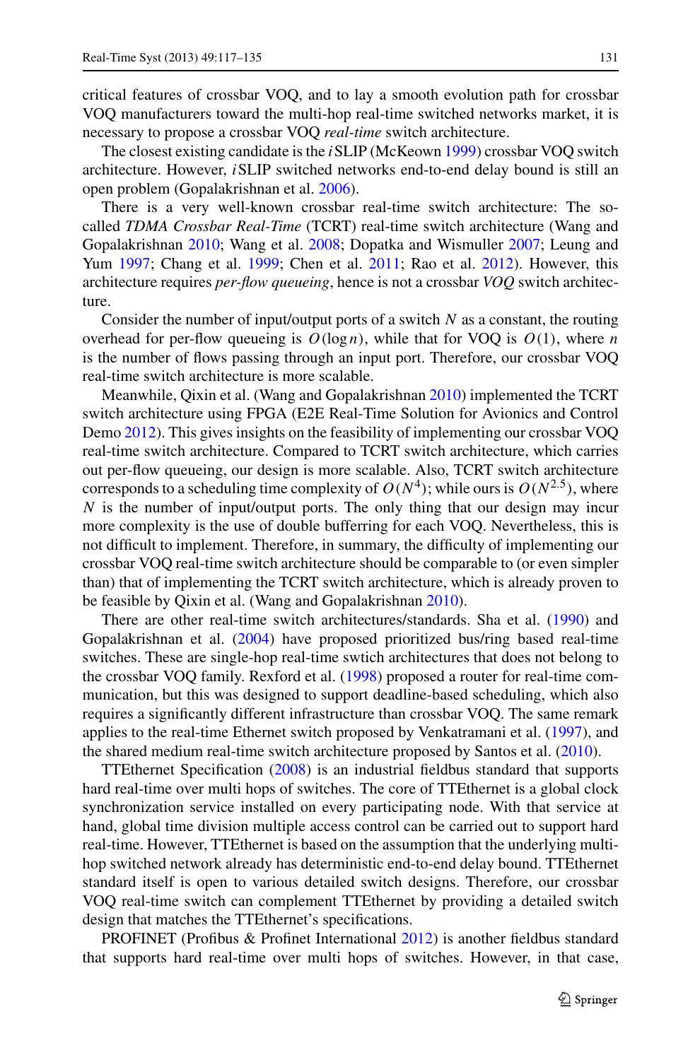critical features of crossbar VOQ, and to lay a smooth evolution path for crossbar VOQ manufacturers toward the multi-hop real-time switched networks market, it is necessary to propose a crossbar VOQ *real-time* switch architecture.

The closest existing candidate is the *i*SLIP (McKeown 1999) crossbar VOQ switch architecture. However, *i*SLIP switched networks end-to-end delay bound is still an open problem (Gopalakrishnan et al. 2006).

There is a very well-known crossbar real-time switch architecture: The so-called *TDMA Crossbar Real-Time* (TCRT) real-time switch architecture (Wang and Gopalakrishnan 2010; Wang et al. 2008; Dopatka and Wismuller 2007; Leung and Yum 1997; Chang et al. 1999; Chen et al. 2011; Rao et al. 2012). However, this architecture requires *per-flow queueing*, hence is not a crossbar *VOQ* switch architecture.

Consider the number of input/output ports of a switch $N$ as a constant, the routing overhead for per-flow queueing is $O(\log n)$, while that for VOQ is $O(1)$, where $n$ is the number of flows passing through an input port. Therefore, our crossbar VOQ real-time switch architecture is more scalable.

Meanwhile, Qixin et al. (Wang and Gopalakrishnan 2010) implemented the TCRT switch architecture using FPGA (E2E Real-Time Solution for Avionics and Control Demo 2012). This gives insights on the feasibility of implementing our crossbar VOQ real-time switch architecture. Compared to TCRT switch architecture, which carries out per-flow queueing, our design is more scalable. Also, TCRT switch architecture corresponds to a scheduling time complexity of $O(N^4)$; while ours is $O(N^{2.5})$, where $N$ is the number of input/output ports. The only thing that our design may incur more complexity is the use of double bufferring for each VOQ. Nevertheless, this is not difficult to implement. Therefore, in summary, the difficulty of implementing our crossbar VOQ real-time switch architecture should be comparable to (or even simpler than) that of implementing the TCRT switch architecture, which is already proven to be feasible by Qixin et al. (Wang and Gopalakrishnan 2010).

There are other real-time switch architectures/standards. Sha et al. (1990) and Gopalakrishnan et al. (2004) have proposed prioritized bus/ring based real-time switches. These are single-hop real-time swtich architectures that does not belong to the crossbar VOQ family. Rexford et al. (1998) proposed a router for real-time communication, but this was designed to support deadline-based scheduling, which also requires a significantly different infrastructure than crossbar VOQ. The same remark applies to the real-time Ethernet switch proposed by Venkatramani et al. (1997), and the shared medium real-time switch architecture proposed by Santos et al. (2010).

TTEthernet Specification (2008) is an industrial fieldbus standard that supports hard real-time over multi hops of switches. The core of TTEthernet is a global clock synchronization service installed on every participating node. With that service at hand, global time division multiple access control can be carried out to support hard real-time. However, TTEthernet is based on the assumption that the underlying multi-hop switched network already has deterministic end-to-end delay bound. TTEthernet standard itself is open to various detailed switch designs. Therefore, our crossbar VOQ real-time switch can complement TTEthernet by providing a detailed switch design that matches the TTEthernet's specifications.

PROFINET (Profibus & Profinet International 2012) is another fieldbus standard that supports hard real-time over multi hops of switches. However, in that case,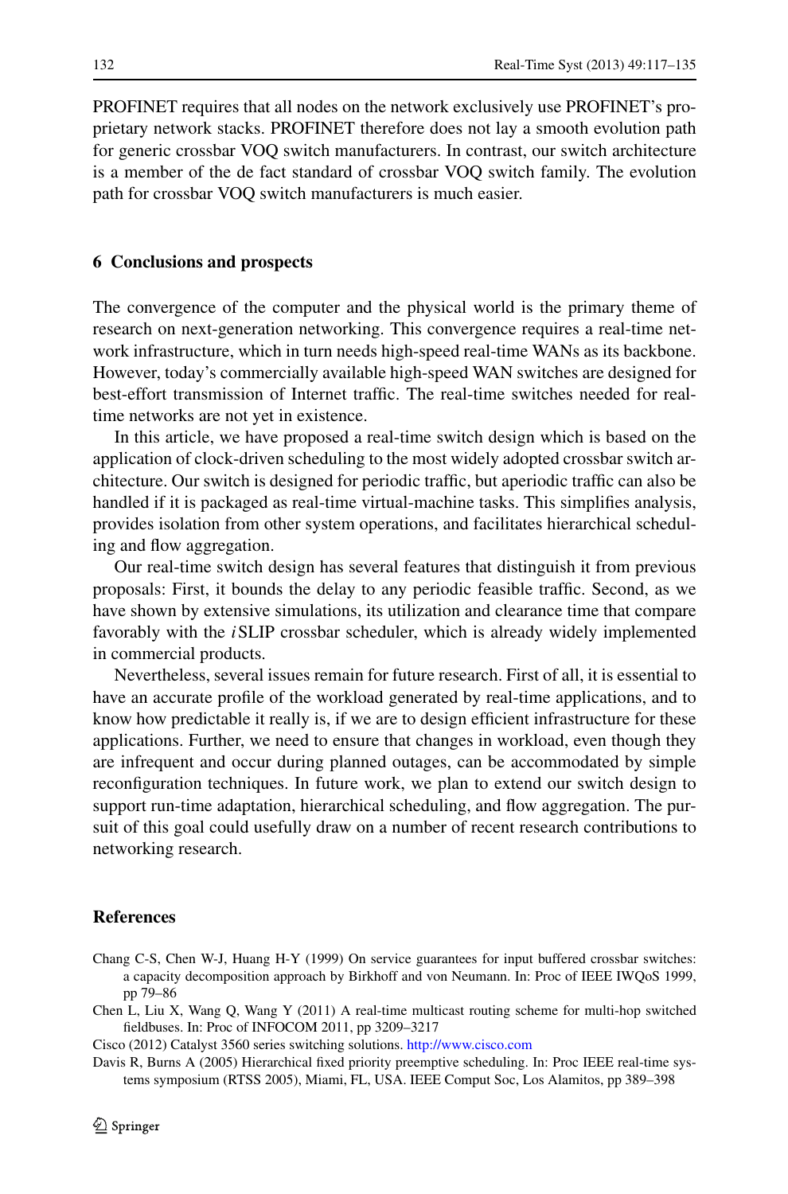PROFINET requires that all nodes on the network exclusively use PROFINET's proprietary network stacks. PROFINET therefore does not lay a smooth evolution path for generic crossbar VOQ switch manufacturers. In contrast, our switch architecture is a member of the de fact standard of crossbar VOQ switch family. The evolution path for crossbar VOQ switch manufacturers is much easier.

## 6 Conclusions and prospects

The convergence of the computer and the physical world is the primary theme of research on next-generation networking. This convergence requires a real-time network infrastructure, which in turn needs high-speed real-time WANs as its backbone. However, today's commercially available high-speed WAN switches are designed for best-effort transmission of Internet traffic. The real-time switches needed for real-time networks are not yet in existence.

In this article, we have proposed a real-time switch design which is based on the application of clock-driven scheduling to the most widely adopted crossbar switch architecture. Our switch is designed for periodic traffic, but aperiodic traffic can also be handled if it is packaged as real-time virtual-machine tasks. This simplifies analysis, provides isolation from other system operations, and facilitates hierarchical scheduling and flow aggregation.

Our real-time switch design has several features that distinguish it from previous proposals: First, it bounds the delay to any periodic feasible traffic. Second, as we have shown by extensive simulations, its utilization and clearance time that compare favorably with the *i*SLIP crossbar scheduler, which is already widely implemented in commercial products.

Nevertheless, several issues remain for future research. First of all, it is essential to have an accurate profile of the workload generated by real-time applications, and to know how predictable it really is, if we are to design efficient infrastructure for these applications. Further, we need to ensure that changes in workload, even though they are infrequent and occur during planned outages, can be accommodated by simple reconfiguration techniques. In future work, we plan to extend our switch design to support run-time adaptation, hierarchical scheduling, and flow aggregation. The pursuit of this goal could usefully draw on a number of recent research contributions to networking research.

## References

Chang C-S, Chen W-J, Huang H-Y (1999) On service guarantees for input buffered crossbar switches: a capacity decomposition approach by Birkhoff and von Neumann. In: Proc of IEEE IWQoS 1999, pp 79–86

Chen L, Liu X, Wang Q, Wang Y (2011) A real-time multicast routing scheme for multi-hop switched fieldbuses. In: Proc of INFOCOM 2011, pp 3209–3217

Cisco (2012) Catalyst 3560 series switching solutions. http://www.cisco.com

Davis R, Burns A (2005) Hierarchical fixed priority preemptive scheduling. In: Proc IEEE real-time systems symposium (RTSS 2005), Miami, FL, USA. IEEE Comput Soc, Los Alamitos, pp 389–398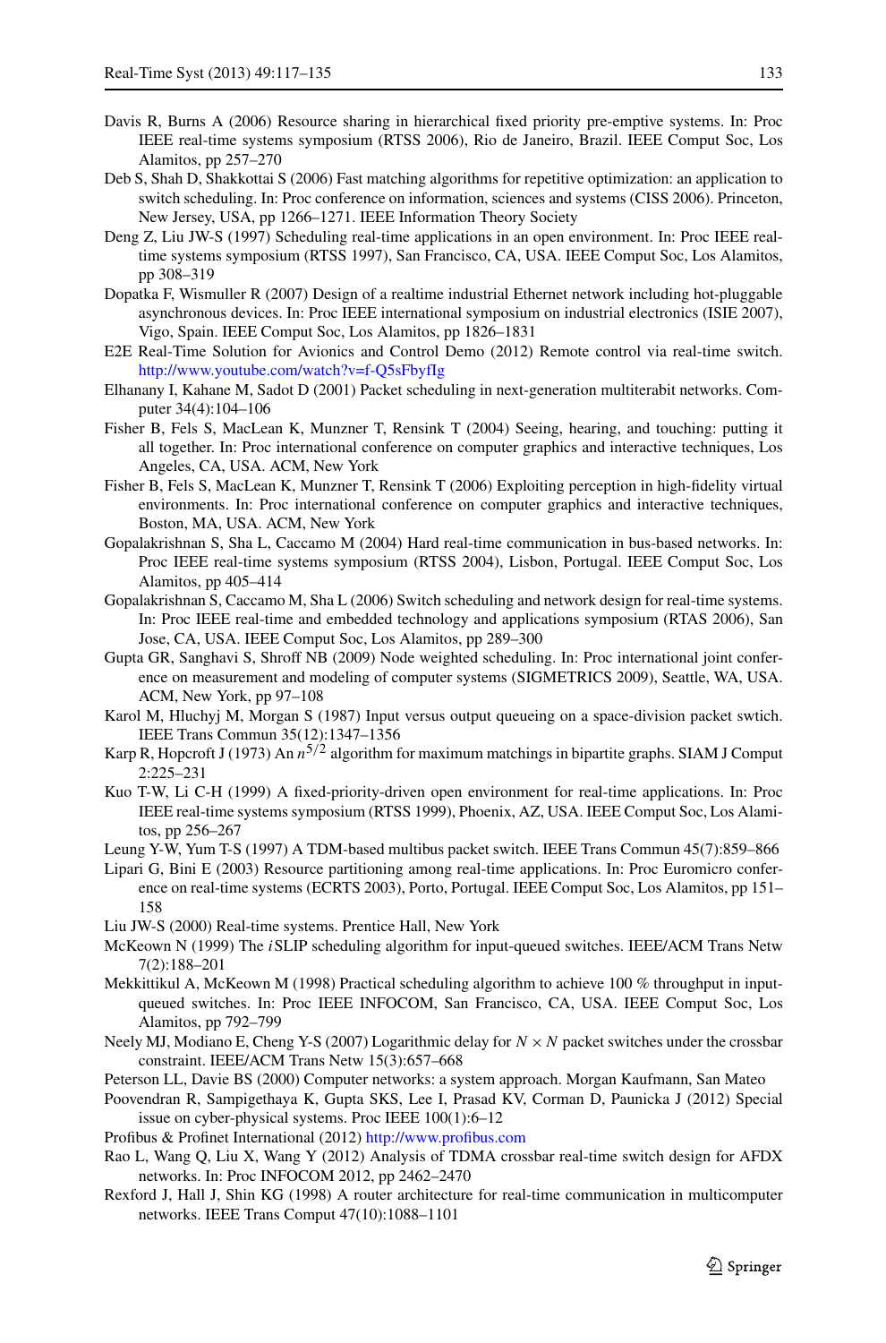Davis R, Burns A (2006) Resource sharing in hierarchical fixed priority pre-emptive systems. In: Proc IEEE real-time systems symposium (RTSS 2006), Rio de Janeiro, Brazil. IEEE Comput Soc, Los Alamitos, pp 257–270

Deb S, Shah D, Shakkottai S (2006) Fast matching algorithms for repetitive optimization: an application to switch scheduling. In: Proc conference on information, sciences and systems (CISS 2006). Princeton, New Jersey, USA, pp 1266–1271. IEEE Information Theory Society

Deng Z, Liu JW-S (1997) Scheduling real-time applications in an open environment. In: Proc IEEE real-time systems symposium (RTSS 1997), San Francisco, CA, USA. IEEE Comput Soc, Los Alamitos, pp 308–319

Dopatka F, Wismuller R (2007) Design of a realtime industrial Ethernet network including hot-pluggable asynchronous devices. In: Proc IEEE international symposium on industrial electronics (ISIE 2007), Vigo, Spain. IEEE Comput Soc, Los Alamitos, pp 1826–1831

E2E Real-Time Solution for Avionics and Control Demo (2012) Remote control via real-time switch. http://www.youtube.com/watch?v=f-Q5sFbyfIg

Elhanany I, Kahane M, Sadot D (2001) Packet scheduling in next-generation multiterabit networks. Computer 34(4):104–106

Fisher B, Fels S, MacLean K, Munzner T, Rensink T (2004) Seeing, hearing, and touching: putting it all together. In: Proc international conference on computer graphics and interactive techniques, Los Angeles, CA, USA. ACM, New York

Fisher B, Fels S, MacLean K, Munzner T, Rensink T (2006) Exploiting perception in high-fidelity virtual environments. In: Proc international conference on computer graphics and interactive techniques, Boston, MA, USA. ACM, New York

Gopalakrishnan S, Sha L, Caccamo M (2004) Hard real-time communication in bus-based networks. In: Proc IEEE real-time systems symposium (RTSS 2004), Lisbon, Portugal. IEEE Comput Soc, Los Alamitos, pp 405–414

Gopalakrishnan S, Caccamo M, Sha L (2006) Switch scheduling and network design for real-time systems. In: Proc IEEE real-time and embedded technology and applications symposium (RTAS 2006), San Jose, CA, USA. IEEE Comput Soc, Los Alamitos, pp 289–300

Gupta GR, Sanghavi S, Shroff NB (2009) Node weighted scheduling. In: Proc international joint conference on measurement and modeling of computer systems (SIGMETRICS 2009), Seattle, WA, USA. ACM, New York, pp 97–108

Karol M, Hluchyj M, Morgan S (1987) Input versus output queueing on a space-division packet swtich. IEEE Trans Commun 35(12):1347–1356

Karp R, Hopcroft J (1973) An $n^{5/2}$ algorithm for maximum matchings in bipartite graphs. SIAM J Comput 2:225–231

Kuo T-W, Li C-H (1999) A fixed-priority-driven open environment for real-time applications. In: Proc IEEE real-time systems symposium (RTSS 1999), Phoenix, AZ, USA. IEEE Comput Soc, Los Alamitos, pp 256–267

Leung Y-W, Yum T-S (1997) A TDM-based multibus packet switch. IEEE Trans Commun 45(7):859–866

Lipari G, Bini E (2003) Resource partitioning among real-time applications. In: Proc Euromicro conference on real-time systems (ECRTS 2003), Porto, Portugal. IEEE Comput Soc, Los Alamitos, pp 151–158

Liu JW-S (2000) Real-time systems. Prentice Hall, New York

McKeown N (1999) The *i*SLIP scheduling algorithm for input-queued switches. IEEE/ACM Trans Netw 7(2):188–201

Mekkittikul A, McKeown M (1998) Practical scheduling algorithm to achieve 100 % throughput in input-queued switches. In: Proc IEEE INFOCOM, San Francisco, CA, USA. IEEE Comput Soc, Los Alamitos, pp 792–799

Neely MJ, Modiano E, Cheng Y-S (2007) Logarithmic delay for $N \times N$ packet switches under the crossbar constraint. IEEE/ACM Trans Netw 15(3):657–668

Peterson LL, Davie BS (2000) Computer networks: a system approach. Morgan Kaufmann, San Mateo

Poovendran R, Sampigethaya K, Gupta SKS, Lee I, Prasad KV, Corman D, Paunicka J (2012) Special issue on cyber-physical systems. Proc IEEE 100(1):6–12

Profibus & Profinet International (2012) http://www.profibus.com

Rao L, Wang Q, Liu X, Wang Y (2012) Analysis of TDMA crossbar real-time switch design for AFDX networks. In: Proc INFOCOM 2012, pp 2462–2470

Rexford J, Hall J, Shin KG (1998) A router architecture for real-time communication in multicomputer networks. IEEE Trans Comput 47(10):1088–1101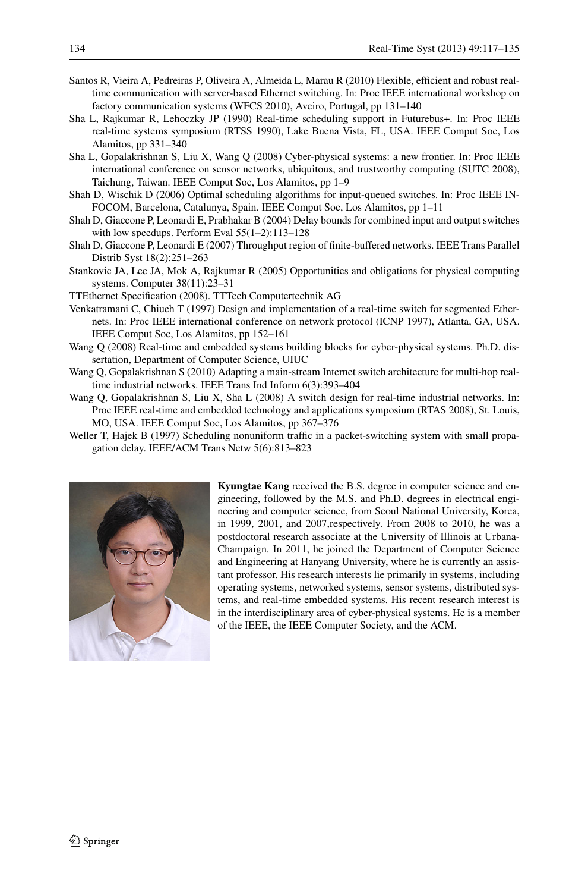Santos R, Vieira A, Pedreiras P, Oliveira A, Almeida L, Marau R (2010) Flexible, efficient and robust real-time communication with server-based Ethernet switching. In: Proc IEEE international workshop on factory communication systems (WFCS 2010), Aveiro, Portugal, pp 131–140

Sha L, Rajkumar R, Lehoczky JP (1990) Real-time scheduling support in Futurebus+. In: Proc IEEE real-time systems symposium (RTSS 1990), Lake Buena Vista, FL, USA. IEEE Comput Soc, Los Alamitos, pp 331–340

Sha L, Gopalakrishnan S, Liu X, Wang Q (2008) Cyber-physical systems: a new frontier. In: Proc IEEE international conference on sensor networks, ubiquitous, and trustworthy computing (SUTC 2008), Taichung, Taiwan. IEEE Comput Soc, Los Alamitos, pp 1–9

Shah D, Wischik D (2006) Optimal scheduling algorithms for input-queued switches. In: Proc IEEE INFOCOM, Barcelona, Catalunya, Spain. IEEE Comput Soc, Los Alamitos, pp 1–11

Shah D, Giaccone P, Leonardi E, Prabhakar B (2004) Delay bounds for combined input and output switches with low speedups. Perform Eval 55(1–2):113–128

Shah D, Giaccone P, Leonardi E (2007) Throughput region of finite-buffered networks. IEEE Trans Parallel Distrib Syst 18(2):251–263

Stankovic JA, Lee JA, Mok A, Rajkumar R (2005) Opportunities and obligations for physical computing systems. Computer 38(11):23–31

TTEthernet Specification (2008). TTTech Computertechnik AG

Venkatramani C, Chiueh T (1997) Design and implementation of a real-time switch for segmented Ethernets. In: Proc IEEE international conference on network protocol (ICNP 1997), Atlanta, GA, USA. IEEE Comput Soc, Los Alamitos, pp 152–161

Wang Q (2008) Real-time and embedded systems building blocks for cyber-physical systems. Ph.D. dissertation, Department of Computer Science, UIUC

Wang Q, Gopalakrishnan S (2010) Adapting a main-stream Internet switch architecture for multi-hop real-time industrial networks. IEEE Trans Ind Inform 6(3):393–404

Wang Q, Gopalakrishnan S, Liu X, Sha L (2008) A switch design for real-time industrial networks. In: Proc IEEE real-time and embedded technology and applications symposium (RTAS 2008), St. Louis, MO, USA. IEEE Comput Soc, Los Alamitos, pp 367–376

Weller T, Hajek B (1997) Scheduling nonuniform traffic in a packet-switching system with small propagation delay. IEEE/ACM Trans Netw 5(6):813–823

**Kyungtae Kang** received the B.S. degree in computer science and engineering, followed by the M.S. and Ph.D. degrees in electrical engineering and computer science, from Seoul National University, Korea, in 1999, 2001, and 2007,respectively. From 2008 to 2010, he was a postdoctoral research associate at the University of Illinois at Urbana-Champaign. In 2011, he joined the Department of Computer Science and Engineering at Hanyang University, where he is currently an assistant professor. His research interests lie primarily in systems, including operating systems, networked systems, sensor systems, distributed systems, and real-time embedded systems. His recent research interest is in the interdisciplinary area of cyber-physical systems. He is a member of the IEEE, the IEEE Computer Society, and the ACM.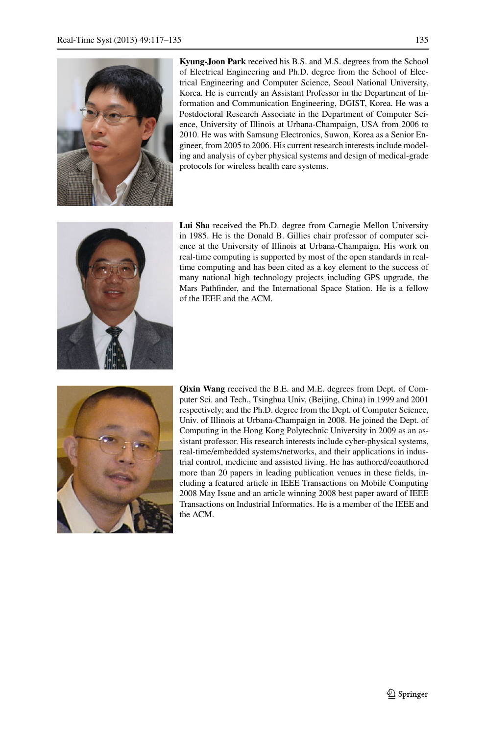**Kyung-Joon Park** received his B.S. and M.S. degrees from the School of Electrical Engineering and Ph.D. degree from the School of Electrical Engineering and Computer Science, Seoul National University, Korea. He is currently an Assistant Professor in the Department of Information and Communication Engineering, DGIST, Korea. He was a Postdoctoral Research Associate in the Department of Computer Science, University of Illinois at Urbana-Champaign, USA from 2006 to 2010. He was with Samsung Electronics, Suwon, Korea as a Senior Engineer, from 2005 to 2006. His current research interests include modeling and analysis of cyber physical systems and design of medical-grade protocols for wireless health care systems.

**Lui Sha** received the Ph.D. degree from Carnegie Mellon University in 1985. He is the Donald B. Gillies chair professor of computer science at the University of Illinois at Urbana-Champaign. His work on real-time computing is supported by most of the open standards in real-time computing and has been cited as a key element to the success of many national high technology projects including GPS upgrade, the Mars Pathfinder, and the International Space Station. He is a fellow of the IEEE and the ACM.

**Qixin Wang** received the B.E. and M.E. degrees from Dept. of Computer Sci. and Tech., Tsinghua Univ. (Beijing, China) in 1999 and 2001 respectively; and the Ph.D. degree from the Dept. of Computer Science, Univ. of Illinois at Urbana-Champaign in 2008. He joined the Dept. of Computing in the Hong Kong Polytechnic University in 2009 as an assistant professor. His research interests include cyber-physical systems, real-time/embedded systems/networks, and their applications in industrial control, medicine and assisted living. He has authored/coauthored more than 20 papers in leading publication venues in these fields, including a featured article in IEEE Transactions on Mobile Computing 2008 May Issue and an article winning 2008 best paper award of IEEE Transactions on Industrial Informatics. He is a member of the IEEE and the ACM.